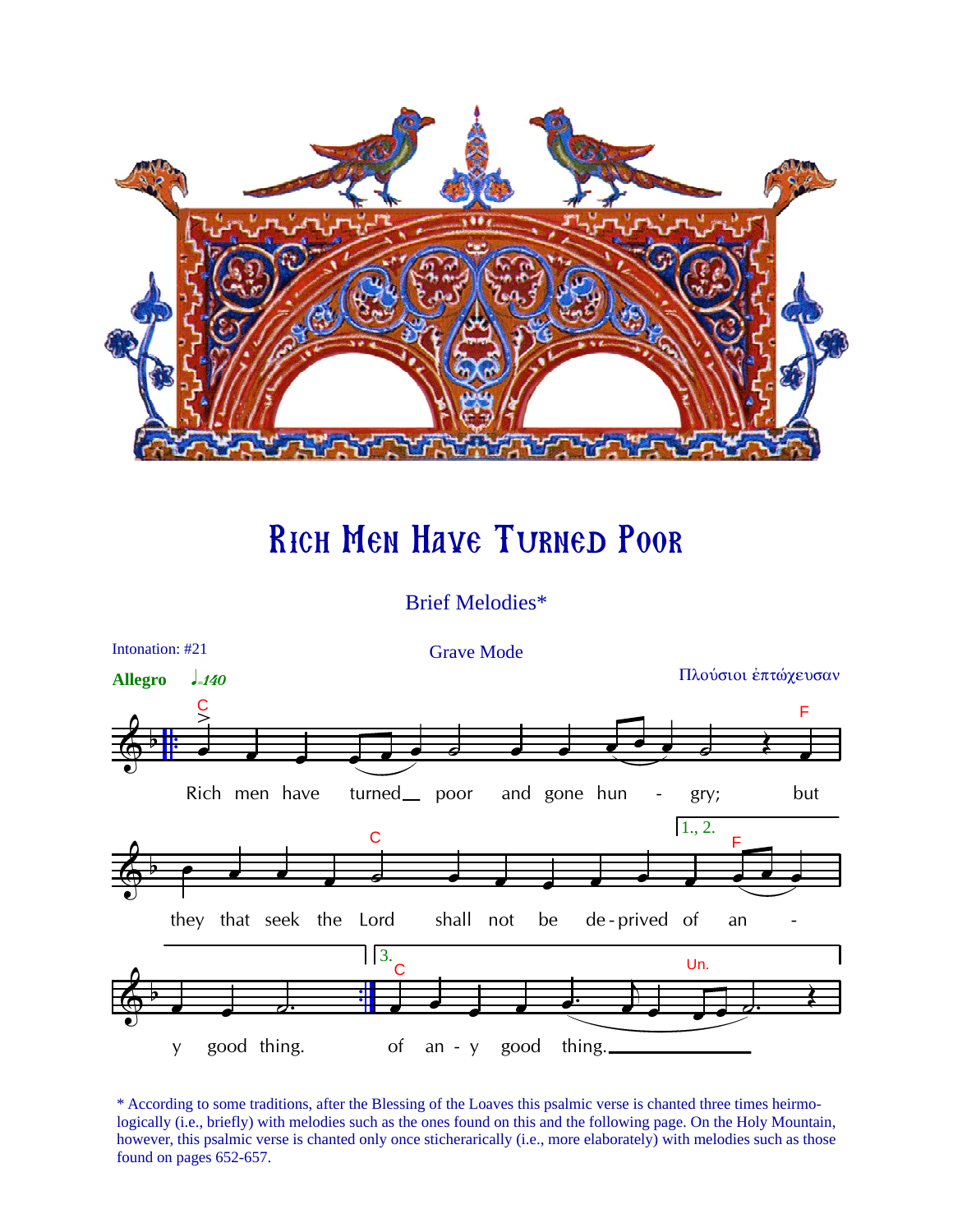# Rich Men Have Turned Poor

Brief Melodies*

Intonation: #21

Grave Mode

**Allegro** ♩=140

Πλούσιοι ἐπτώχευσαν

Rich men have turned poor and gone hungry; but they that seek the Lord shall not be deprived of any good thing.

1., 2. of any good thing.

3. of any good thing.

\* According to some traditions, after the Blessing of the Loaves this psalmic verse is chanted three times heirmologically (i.e., briefly) with melodies such as the ones found on this and the following page. On the Holy Mountain, however, this psalmic verse is chanted only once sticherarically (i.e., more elaborately) with melodies such as those found on pages 652-657.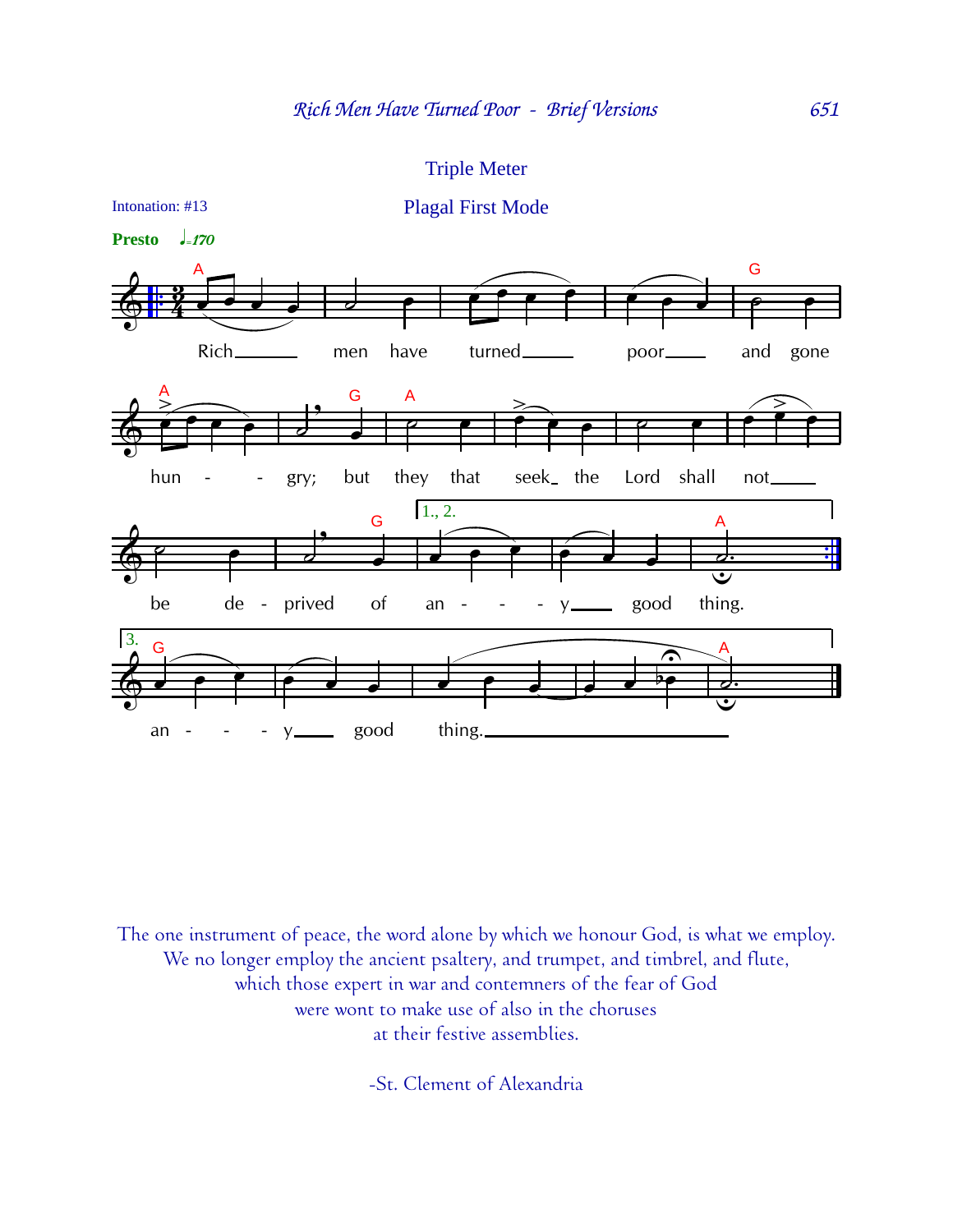Triple Meter

Intonation: #13

Plagal First Mode

**Presto** ♩=170

Rich men have turned poor and gone hungry; but they that seek the Lord shall not be deprived of any good thing.

The one instrument of peace, the word alone by which we honour God, is what we employ.
We no longer employ the ancient psaltery, and trumpet, and timbrel, and flute,
which those expert in war and contemners of the fear of God
were wont to make use of also in the choruses
at their festive assemblies.

-St. Clement of Alexandria